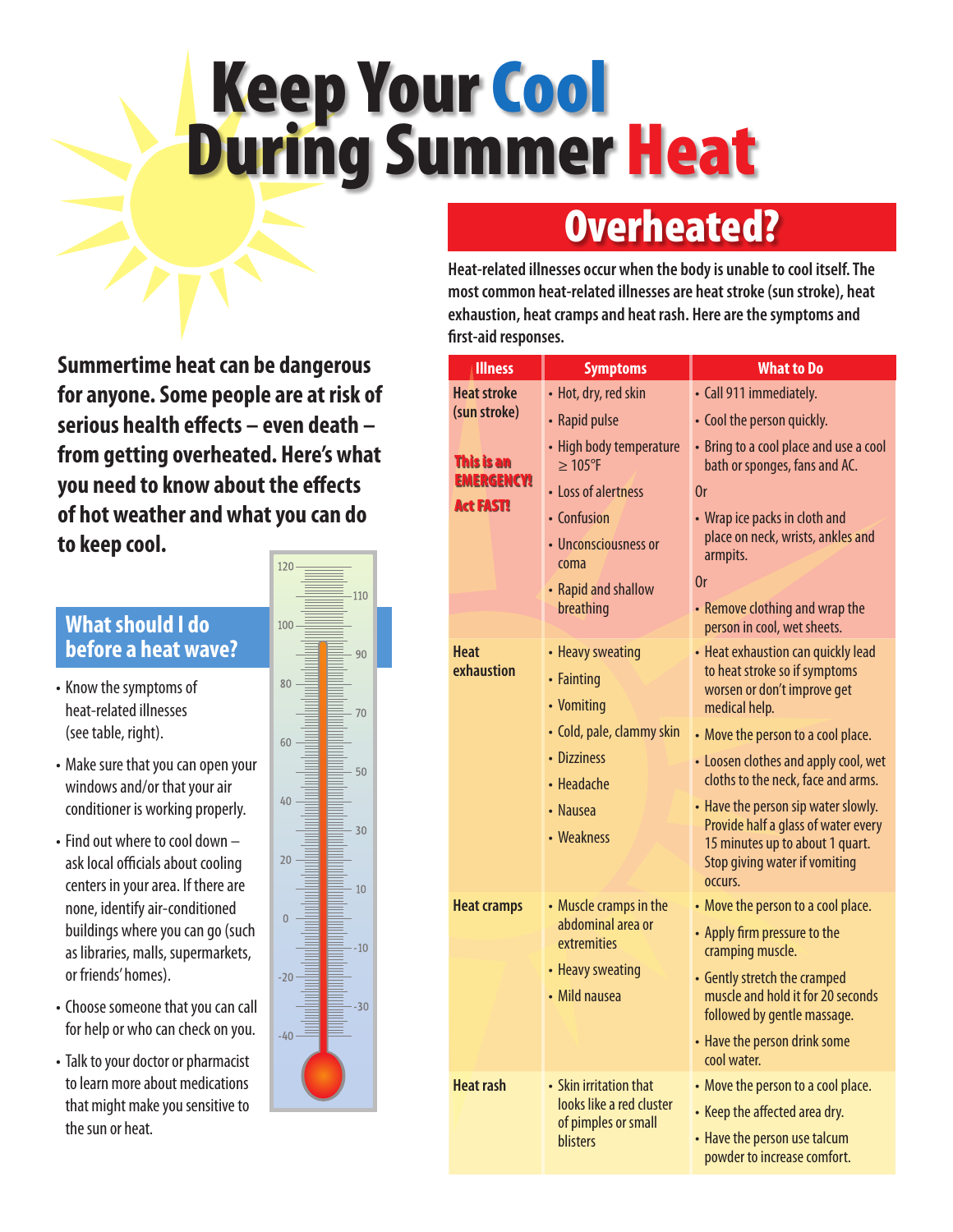# Keep Your Cool During Summer Heat

**Summertime heat can be dangerous for anyone. Some people are at risk of serious health effects – even death – from getting overheated. Here's what you need to know about the effects of hot weather and what you can do to keep cool.**

## What should I do before a heat wave?

- Know the symptoms of heat-related illnesses (see table, right).
- Make sure that you can open your windows and/or that your air conditioner is working properly.
- Find out where to cool down – ask local officials about cooling centers in your area. If there are none, identify air-conditioned buildings where you can go (such as libraries, malls, supermarkets, or friends' homes).
- Choose someone that you can call for help or who can check on you.
- Talk to your doctor or pharmacist to learn more about medications that might make you sensitive to the sun or heat.

## Overheated?

**Heat-related illnesses occur when the body is unable to cool itself. The most common heat-related illnesses are heat stroke (sun stroke), heat exhaustion, heat cramps and heat rash. Here are the symptoms and first-aid responses.**

| Illness | Symptoms | What to Do |
|---|---|---|
| **Heat stroke (sun stroke)**<br><br>**This is an EMERGENCY! Act FAST!** | • Hot, dry, red skin<br>• Rapid pulse<br>• High body temperature ≥ 105°F<br>• Loss of alertness<br>• Confusion<br>• Unconsciousness or coma<br>• Rapid and shallow breathing | • Call 911 immediately.<br>• Cool the person quickly.<br>• Bring to a cool place and use a cool bath or sponges, fans and AC.<br>Or<br>• Wrap ice packs in cloth and place on neck, wrists, ankles and armpits.<br>Or<br>• Remove clothing and wrap the person in cool, wet sheets. |
| **Heat exhaustion** | • Heavy sweating<br>• Fainting<br>• Vomiting<br>• Cold, pale, clammy skin<br>• Dizziness<br>• Headache<br>• Nausea<br>• Weakness | • Heat exhaustion can quickly lead to heat stroke so if symptoms worsen or don't improve get medical help.<br>• Move the person to a cool place.<br>• Loosen clothes and apply cool, wet cloths to the neck, face and arms.<br>• Have the person sip water slowly. Provide half a glass of water every 15 minutes up to about 1 quart. Stop giving water if vomiting occurs. |
| **Heat cramps** | • Muscle cramps in the abdominal area or extremities<br>• Heavy sweating<br>• Mild nausea | • Move the person to a cool place.<br>• Apply firm pressure to the cramping muscle.<br>• Gently stretch the cramped muscle and hold it for 20 seconds followed by gentle massage.<br>• Have the person drink some cool water. |
| **Heat rash** | • Skin irritation that looks like a red cluster of pimples or small blisters | • Move the person to a cool place.<br>• Keep the affected area dry.<br>• Have the person use talcum powder to increase comfort. |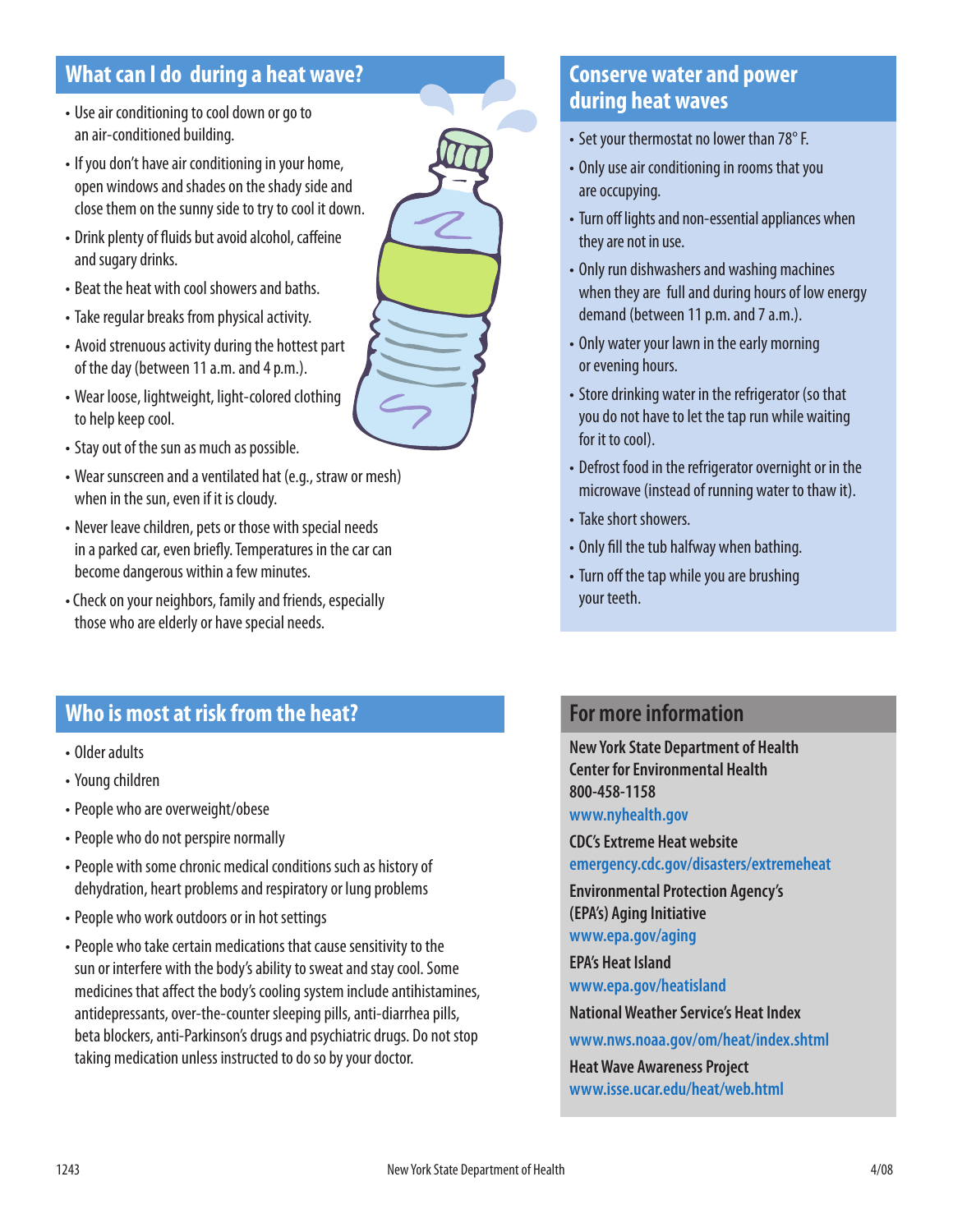## What can I do during a heat wave?

- Use air conditioning to cool down or go to an air-conditioned building.
- If you don't have air conditioning in your home, open windows and shades on the shady side and close them on the sunny side to try to cool it down.
- Drink plenty of fluids but avoid alcohol, caffeine and sugary drinks.
- Beat the heat with cool showers and baths.
- Take regular breaks from physical activity.
- Avoid strenuous activity during the hottest part of the day (between 11 a.m. and 4 p.m.).
- Wear loose, lightweight, light-colored clothing to help keep cool.
- Stay out of the sun as much as possible.
- Wear sunscreen and a ventilated hat (e.g., straw or mesh) when in the sun, even if it is cloudy.
- Never leave children, pets or those with special needs in a parked car, even briefly. Temperatures in the car can become dangerous within a few minutes.
- Check on your neighbors, family and friends, especially those who are elderly or have special needs.

## Who is most at risk from the heat?

- Older adults
- Young children
- People who are overweight/obese
- People who do not perspire normally
- People with some chronic medical conditions such as history of dehydration, heart problems and respiratory or lung problems
- People who work outdoors or in hot settings
- People who take certain medications that cause sensitivity to the sun or interfere with the body's ability to sweat and stay cool. Some medicines that affect the body's cooling system include antihistamines, antidepressants, over-the-counter sleeping pills, anti-diarrhea pills, beta blockers, anti-Parkinson's drugs and psychiatric drugs. Do not stop taking medication unless instructed to do so by your doctor.

## Conserve water and power during heat waves

- Set your thermostat no lower than 78° F.
- Only use air conditioning in rooms that you are occupying.
- Turn off lights and non-essential appliances when they are not in use.
- Only run dishwashers and washing machines when they are full and during hours of low energy demand (between 11 p.m. and 7 a.m.).
- Only water your lawn in the early morning or evening hours.
- Store drinking water in the refrigerator (so that you do not have to let the tap run while waiting for it to cool).
- Defrost food in the refrigerator overnight or in the microwave (instead of running water to thaw it).
- Take short showers.
- Only fill the tub halfway when bathing.
- Turn off the tap while you are brushing your teeth.

## For more information

**New York State Department of Health**
**Center for Environmental Health**
**800-458-1158**
www.nyhealth.gov

**CDC's Extreme Heat website**
emergency.cdc.gov/disasters/extremeheat

**Environmental Protection Agency's (EPA's) Aging Initiative**
www.epa.gov/aging

**EPA's Heat Island**
www.epa.gov/heatisland

**National Weather Service's Heat Index**
www.nws.noaa.gov/om/heat/index.shtml

**Heat Wave Awareness Project**
www.isse.ucar.edu/heat/web.html

1243 New York State Department of Health 4/08